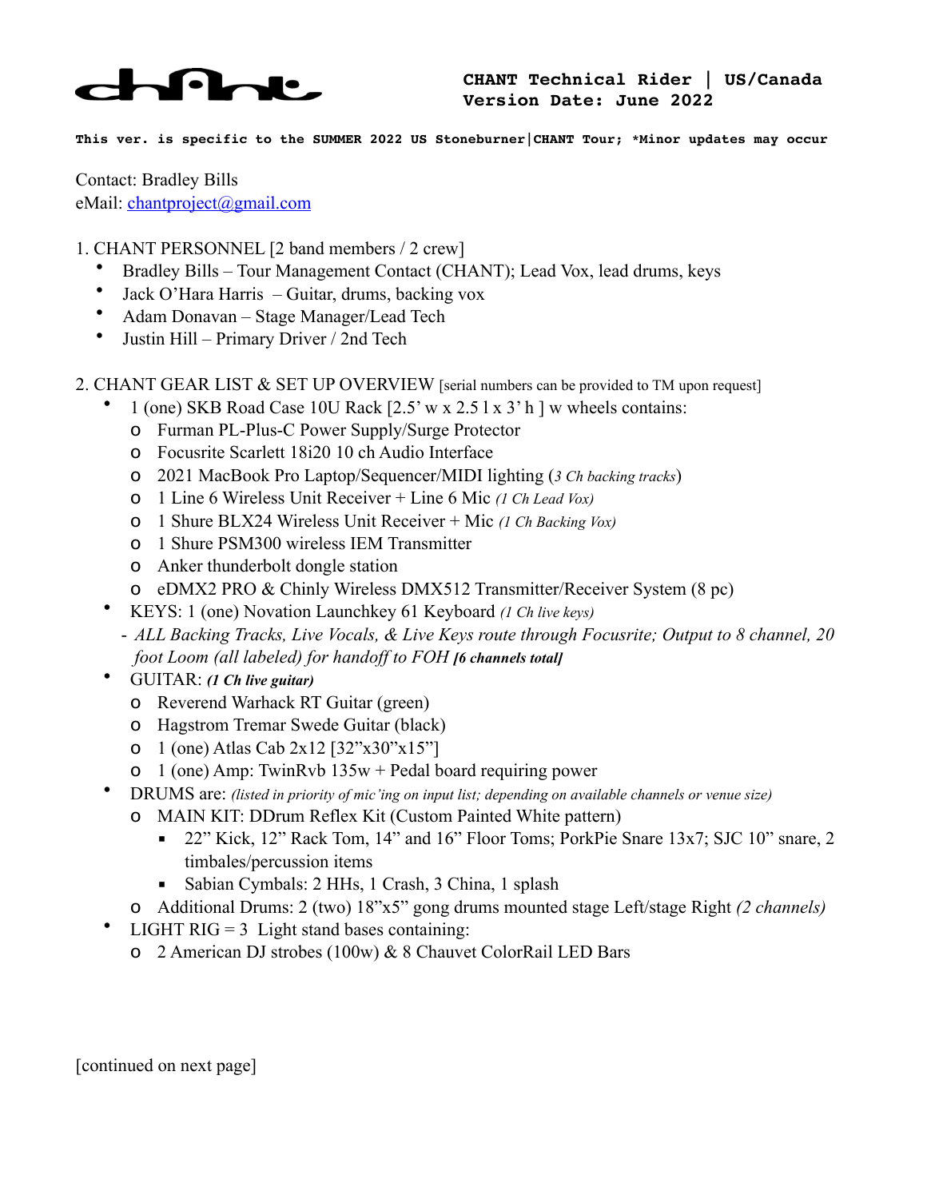**CHANT Technical Rider | US/Canada**
**Version Date: June 2022**

**This ver. is specific to the SUMMER 2022 US Stoneburner|CHANT Tour; *Minor updates may occur**

Contact: Bradley Bills
eMail: chantproject@gmail.com

1. CHANT PERSONNEL [2 band members / 2 crew]
   - Bradley Bills – Tour Management Contact (CHANT); Lead Vox, lead drums, keys
   - Jack O'Hara Harris – Guitar, drums, backing vox
   - Adam Donavan – Stage Manager/Lead Tech
   - Justin Hill – Primary Driver / 2nd Tech

2. CHANT GEAR LIST & SET UP OVERVIEW [serial numbers can be provided to TM upon request]
   - 1 (one) SKB Road Case 10U Rack [2.5' w x 2.5 l x 3' h ] w wheels contains:
     - Furman PL-Plus-C Power Supply/Surge Protector
     - Focusrite Scarlett 18i20 10 ch Audio Interface
     - 2021 MacBook Pro Laptop/Sequencer/MIDI lighting (*3 Ch backing tracks*)
     - 1 Line 6 Wireless Unit Receiver + Line 6 Mic *(1 Ch Lead Vox)*
     - 1 Shure BLX24 Wireless Unit Receiver + Mic *(1 Ch Backing Vox)*
     - 1 Shure PSM300 wireless IEM Transmitter
     - Anker thunderbolt dongle station
     - eDMX2 PRO & Chinly Wireless DMX512 Transmitter/Receiver System (8 pc)
   - KEYS: 1 (one) Novation Launchkey 61 Keyboard *(1 Ch live keys)*
     - *ALL Backing Tracks, Live Vocals, & Live Keys route through Focusrite; Output to 8 channel, 20 foot Loom (all labeled) for handoff to FOH* ***[6 channels total]***
   - GUITAR: ***(1 Ch live guitar)***
     - Reverend Warhack RT Guitar (green)
     - Hagstrom Tremar Swede Guitar (black)
     - 1 (one) Atlas Cab 2x12 [32"x30"x15"]
     - 1 (one) Amp: TwinRvb 135w + Pedal board requiring power
   - DRUMS are: *(listed in priority of mic'ing on input list; depending on available channels or venue size)*
     - MAIN KIT: DDrum Reflex Kit (Custom Painted White pattern)
       - 22" Kick, 12" Rack Tom, 14" and 16" Floor Toms; PorkPie Snare 13x7; SJC 10" snare, 2 timbales/percussion items
       - Sabian Cymbals: 2 HHs, 1 Crash, 3 China, 1 splash
     - Additional Drums: 2 (two) 18"x5" gong drums mounted stage Left/stage Right *(2 channels)*
   - LIGHT RIG = 3 Light stand bases containing:
     - 2 American DJ strobes (100w) & 8 Chauvet ColorRail LED Bars

[continued on next page]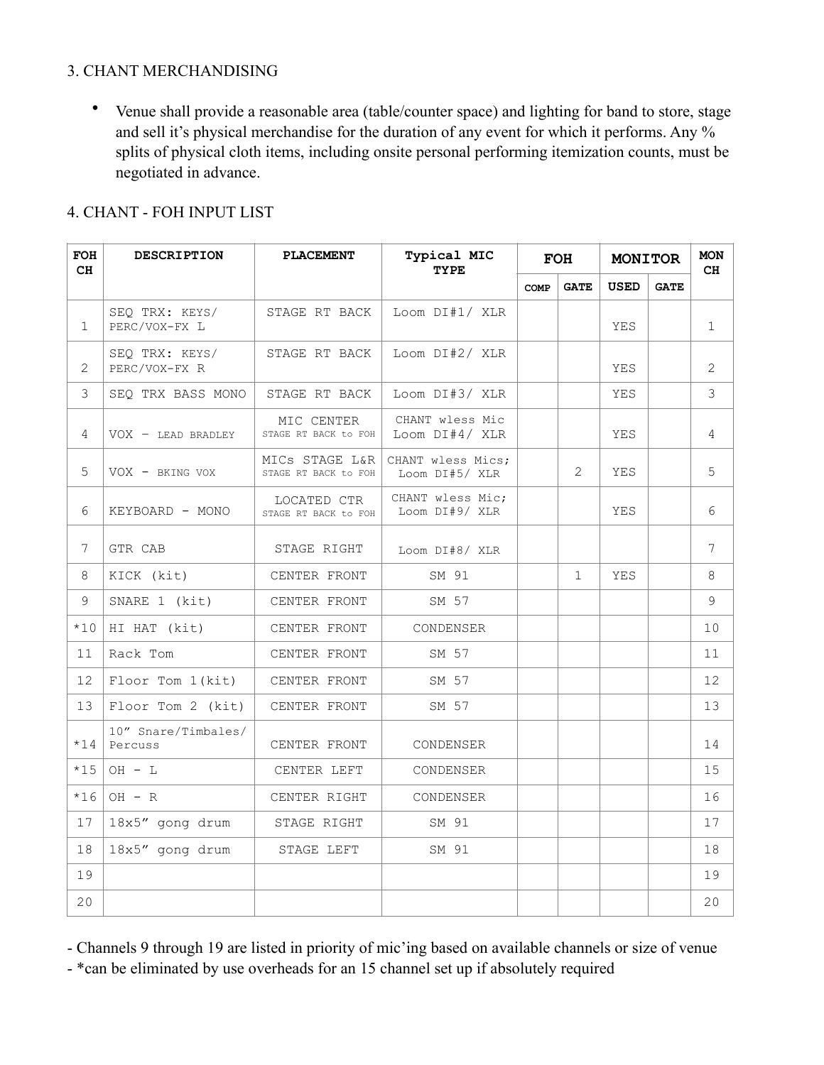3. CHANT MERCHANDISING

- Venue shall provide a reasonable area (table/counter space) and lighting for band to store, stage and sell it's physical merchandise for the duration of any event for which it performs. Any % splits of physical cloth items, including onsite personal performing itemization counts, must be negotiated in advance.

4. CHANT - FOH INPUT LIST

| FOH CH | DESCRIPTION | PLACEMENT | Typical MIC TYPE | FOH | | MONITOR | | MON CH |
|---|---|---|---|---|---|---|---|---|
| | | | | COMP | GATE | USED | GATE | |
| 1 | SEQ TRX: KEYS/ PERC/VOX-FX L | STAGE RT BACK | Loom DI#1/ XLR | | | YES | | 1 |
| 2 | SEQ TRX: KEYS/ PERC/VOX-FX R | STAGE RT BACK | Loom DI#2/ XLR | | | YES | | 2 |
| 3 | SEQ TRX BASS MONO | STAGE RT BACK | Loom DI#3/ XLR | | | YES | | 3 |
| 4 | VOX – LEAD BRADLEY | MIC CENTER STAGE RT BACK to FOH | CHANT wless Mic Loom DI#4/ XLR | | | YES | | 4 |
| 5 | VOX - BKING VOX | MICs STAGE L&R STAGE RT BACK to FOH | CHANT wless Mics; Loom DI#5/ XLR | | 2 | YES | | 5 |
| 6 | KEYBOARD - MONO | LOCATED CTR STAGE RT BACK to FOH | CHANT wless Mic; Loom DI#9/ XLR | | | YES | | 6 |
| 7 | GTR CAB | STAGE RIGHT | Loom DI#8/ XLR | | | | | 7 |
| 8 | KICK (kit) | CENTER FRONT | SM 91 | | 1 | YES | | 8 |
| 9 | SNARE 1 (kit) | CENTER FRONT | SM 57 | | | | | 9 |
| *10 | HI HAT (kit) | CENTER FRONT | CONDENSER | | | | | 10 |
| 11 | Rack Tom | CENTER FRONT | SM 57 | | | | | 11 |
| 12 | Floor Tom 1(kit) | CENTER FRONT | SM 57 | | | | | 12 |
| 13 | Floor Tom 2 (kit) | CENTER FRONT | SM 57 | | | | | 13 |
| *14 | 10" Snare/Timbales/ Percuss | CENTER FRONT | CONDENSER | | | | | 14 |
| *15 | OH - L | CENTER LEFT | CONDENSER | | | | | 15 |
| *16 | OH - R | CENTER RIGHT | CONDENSER | | | | | 16 |
| 17 | 18x5" gong drum | STAGE RIGHT | SM 91 | | | | | 17 |
| 18 | 18x5" gong drum | STAGE LEFT | SM 91 | | | | | 18 |
| 19 | | | | | | | | 19 |
| 20 | | | | | | | | 20 |

- Channels 9 through 19 are listed in priority of mic'ing based on available channels or size of venue
- *can be eliminated by use overheads for an 15 channel set up if absolutely required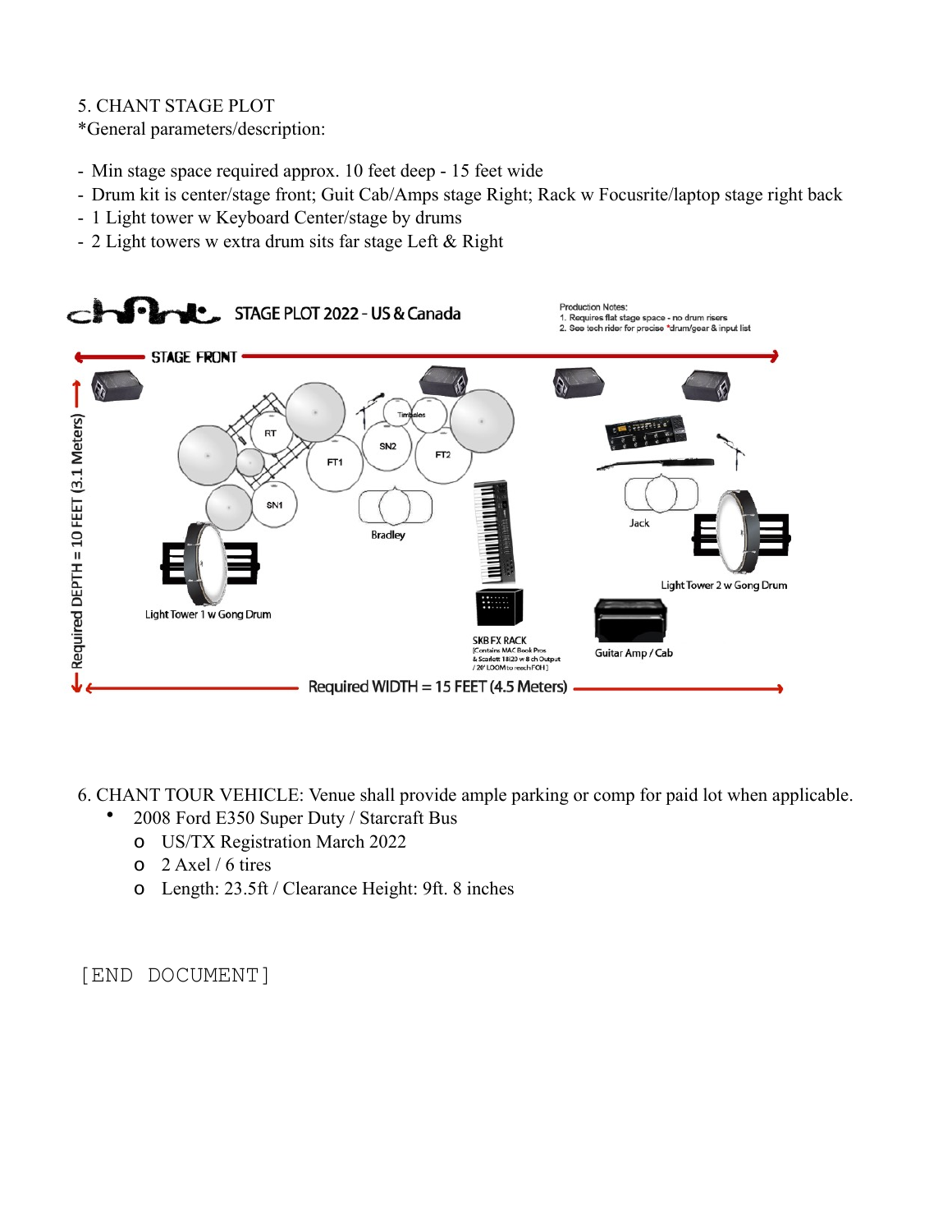5. CHANT STAGE PLOT

*General parameters/description:

- Min stage space required approx. 10 feet deep - 15 feet wide
- Drum kit is center/stage front; Guit Cab/Amps stage Right; Rack w Focusrite/laptop stage right back
- 1 Light tower w Keyboard Center/stage by drums
- 2 Light towers w extra drum sits far stage Left & Right

STAGE PLOT 2022 - US & Canada

Production Notes:
1. Requires flat stage space - no drum risers
2. See tech rider for precise *drum/gear & input list

STAGE FRONT

Required DEPTH = 10 FEET (3.1 Meters)

RT

FT1

SN2

Timbales

FT2

SN1

Bradley

Jack

Light Tower 1 w Gong Drum

Light Tower 2 w Gong Drum

SKB FX RACK
[Contains MAC Book Pros & Scarlett 18i20 w 8 ch Output / 20' LOOM to reach FOH]

Guitar Amp / Cab

Required WIDTH = 15 FEET (4.5 Meters)

6. CHANT TOUR VEHICLE: Venue shall provide ample parking or comp for paid lot when applicable.

- 2008 Ford E350 Super Duty / Starcraft Bus
  - US/TX Registration March 2022
  - 2 Axel / 6 tires
  - Length: 23.5ft / Clearance Height: 9ft. 8 inches

[END DOCUMENT]